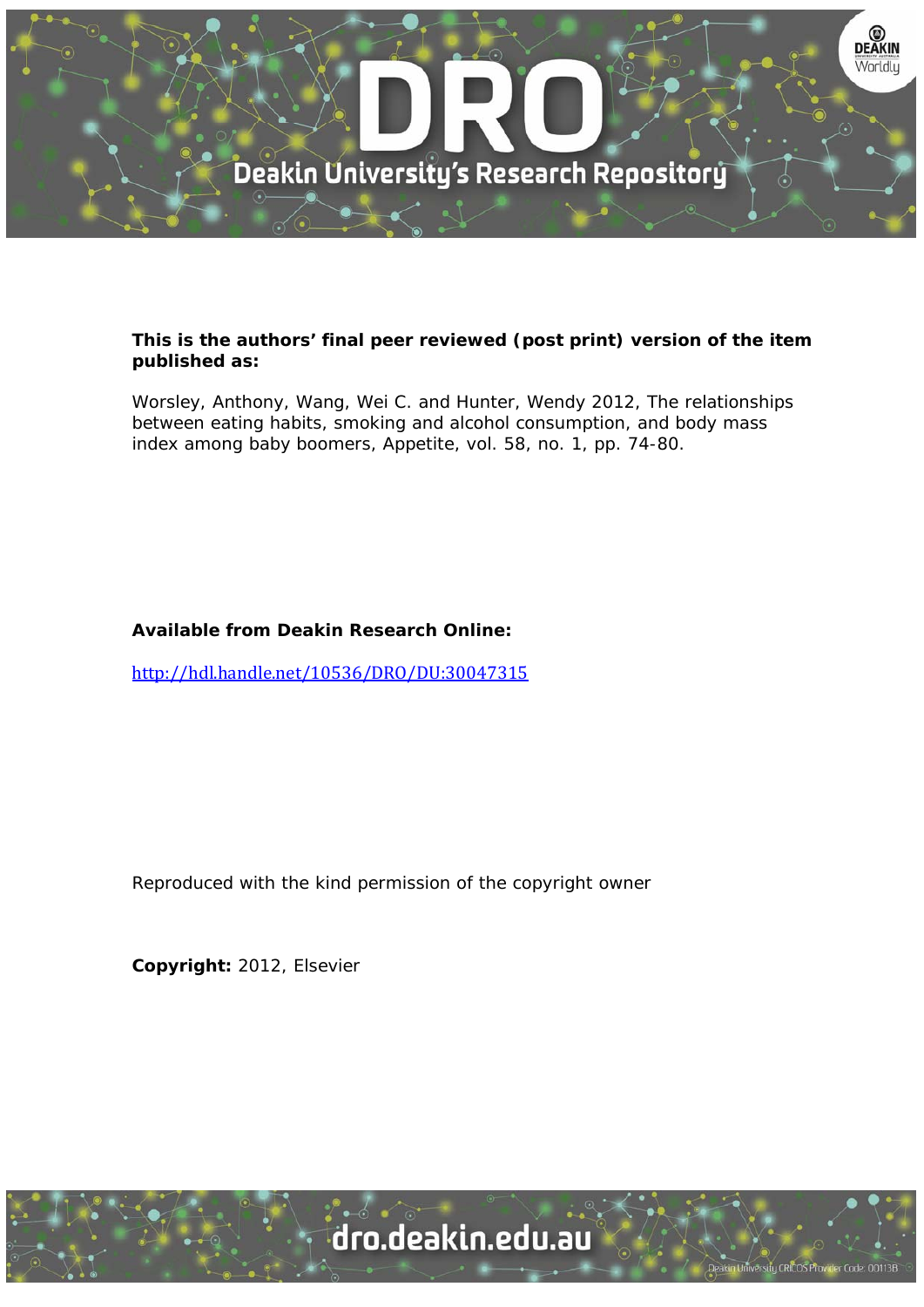**This is the authors' final peer reviewed (post print) version of the item published as:**

Worsley, Anthony, Wang, Wei C. and Hunter, Wendy 2012, The relationships between eating habits, smoking and alcohol consumption, and body mass index among baby boomers, Appetite, vol. 58, no. 1, pp. 74-80.

**Available from Deakin Research Online:**

http://hdl.handle.net/10536/DRO/DU:30047315

Reproduced with the kind permission of the copyright owner

**Copyright:** 2012, Elsevier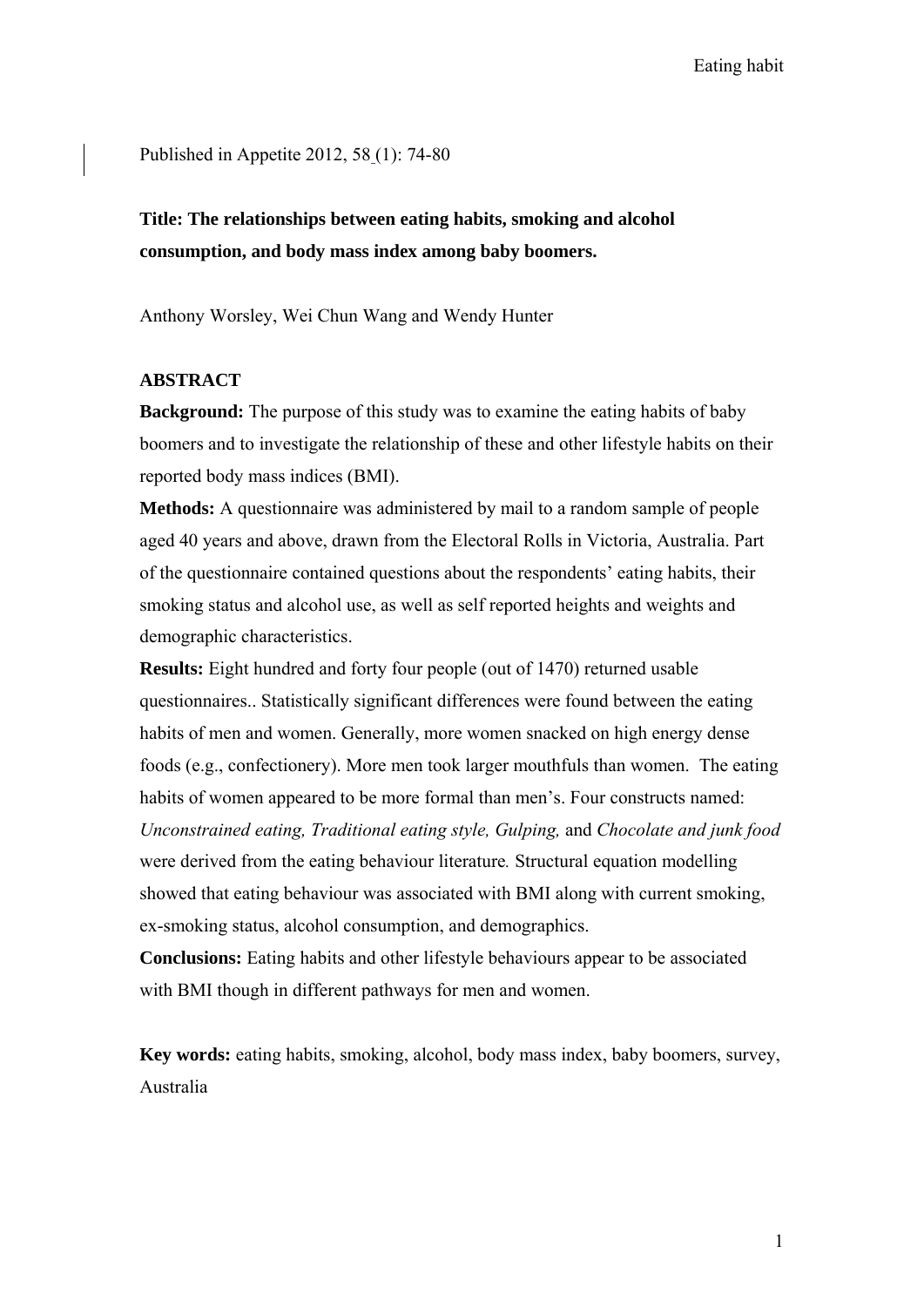Published in Appetite 2012, 58 (1): 74-80

**Title: The relationships between eating habits, smoking and alcohol consumption, and body mass index among baby boomers.**

Anthony Worsley, Wei Chun Wang and Wendy Hunter

## ABSTRACT

**Background:** The purpose of this study was to examine the eating habits of baby boomers and to investigate the relationship of these and other lifestyle habits on their reported body mass indices (BMI).

**Methods:** A questionnaire was administered by mail to a random sample of people aged 40 years and above, drawn from the Electoral Rolls in Victoria, Australia. Part of the questionnaire contained questions about the respondents' eating habits, their smoking status and alcohol use, as well as self reported heights and weights and demographic characteristics.

**Results:** Eight hundred and forty four people (out of 1470) returned usable questionnaires.. Statistically significant differences were found between the eating habits of men and women. Generally, more women snacked on high energy dense foods (e.g., confectionery). More men took larger mouthfuls than women. The eating habits of women appeared to be more formal than men's. Four constructs named: *Unconstrained eating, Traditional eating style, Gulping,* and *Chocolate and junk food* were derived from the eating behaviour literature*.* Structural equation modelling showed that eating behaviour was associated with BMI along with current smoking, ex-smoking status, alcohol consumption, and demographics.

**Conclusions:** Eating habits and other lifestyle behaviours appear to be associated with BMI though in different pathways for men and women.

**Key words:** eating habits, smoking, alcohol, body mass index, baby boomers, survey, Australia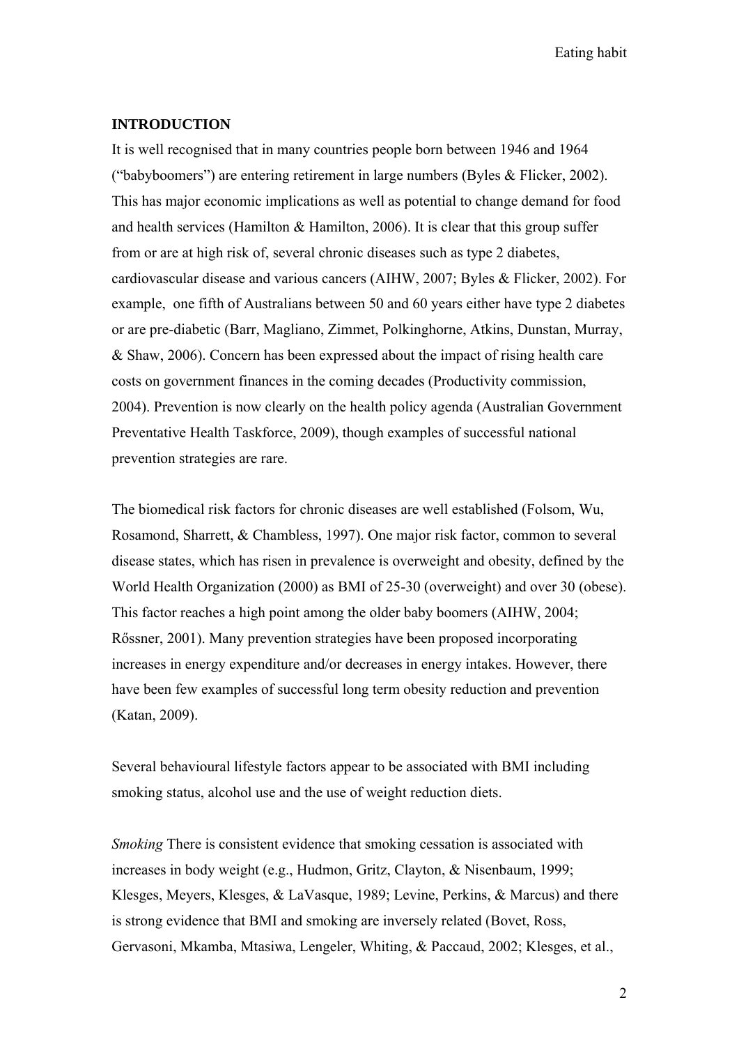## INTRODUCTION

It is well recognised that in many countries people born between 1946 and 1964 ("babyboomers") are entering retirement in large numbers (Byles & Flicker, 2002). This has major economic implications as well as potential to change demand for food and health services (Hamilton & Hamilton, 2006). It is clear that this group suffer from or are at high risk of, several chronic diseases such as type 2 diabetes, cardiovascular disease and various cancers (AIHW, 2007; Byles & Flicker, 2002). For example, one fifth of Australians between 50 and 60 years either have type 2 diabetes or are pre-diabetic (Barr, Magliano, Zimmet, Polkinghorne, Atkins, Dunstan, Murray, & Shaw, 2006). Concern has been expressed about the impact of rising health care costs on government finances in the coming decades (Productivity commission, 2004). Prevention is now clearly on the health policy agenda (Australian Government Preventative Health Taskforce, 2009), though examples of successful national prevention strategies are rare.

The biomedical risk factors for chronic diseases are well established (Folsom, Wu, Rosamond, Sharrett, & Chambless, 1997). One major risk factor, common to several disease states, which has risen in prevalence is overweight and obesity, defined by the World Health Organization (2000) as BMI of 25-30 (overweight) and over 30 (obese). This factor reaches a high point among the older baby boomers (AIHW, 2004; Rőssner, 2001). Many prevention strategies have been proposed incorporating increases in energy expenditure and/or decreases in energy intakes. However, there have been few examples of successful long term obesity reduction and prevention (Katan, 2009).

Several behavioural lifestyle factors appear to be associated with BMI including smoking status, alcohol use and the use of weight reduction diets.

*Smoking* There is consistent evidence that smoking cessation is associated with increases in body weight (e.g., Hudmon, Gritz, Clayton, & Nisenbaum, 1999; Klesges, Meyers, Klesges, & LaVasque, 1989; Levine, Perkins, & Marcus) and there is strong evidence that BMI and smoking are inversely related (Bovet, Ross, Gervasoni, Mkamba, Mtasiwa, Lengeler, Whiting, & Paccaud, 2002; Klesges, et al.,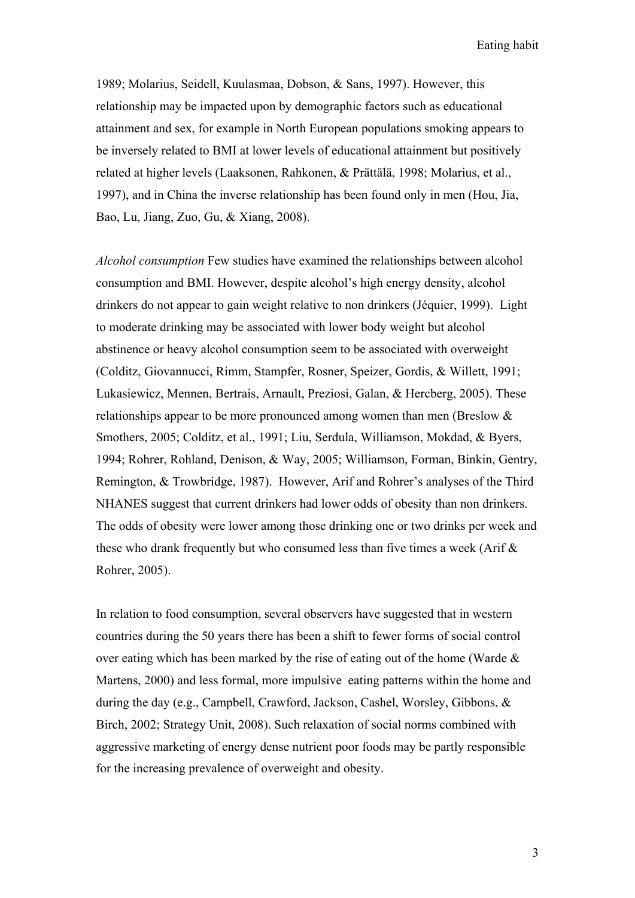1989; Molarius, Seidell, Kuulasmaa, Dobson, & Sans, 1997). However, this relationship may be impacted upon by demographic factors such as educational attainment and sex, for example in North European populations smoking appears to be inversely related to BMI at lower levels of educational attainment but positively related at higher levels (Laaksonen, Rahkonen, & Prättälä, 1998; Molarius, et al., 1997), and in China the inverse relationship has been found only in men (Hou, Jia, Bao, Lu, Jiang, Zuo, Gu, & Xiang, 2008).

*Alcohol consumption* Few studies have examined the relationships between alcohol consumption and BMI. However, despite alcohol's high energy density, alcohol drinkers do not appear to gain weight relative to non drinkers (Jéquier, 1999). Light to moderate drinking may be associated with lower body weight but alcohol abstinence or heavy alcohol consumption seem to be associated with overweight (Colditz, Giovannucci, Rimm, Stampfer, Rosner, Speizer, Gordis, & Willett, 1991; Lukasiewicz, Mennen, Bertrais, Arnault, Preziosi, Galan, & Hercberg, 2005). These relationships appear to be more pronounced among women than men (Breslow & Smothers, 2005; Colditz, et al., 1991; Liu, Serdula, Williamson, Mokdad, & Byers, 1994; Rohrer, Rohland, Denison, & Way, 2005; Williamson, Forman, Binkin, Gentry, Remington, & Trowbridge, 1987). However, Arif and Rohrer's analyses of the Third NHANES suggest that current drinkers had lower odds of obesity than non drinkers. The odds of obesity were lower among those drinking one or two drinks per week and these who drank frequently but who consumed less than five times a week (Arif & Rohrer, 2005).

In relation to food consumption, several observers have suggested that in western countries during the 50 years there has been a shift to fewer forms of social control over eating which has been marked by the rise of eating out of the home (Warde & Martens, 2000) and less formal, more impulsive eating patterns within the home and during the day (e.g., Campbell, Crawford, Jackson, Cashel, Worsley, Gibbons, & Birch, 2002; Strategy Unit, 2008). Such relaxation of social norms combined with aggressive marketing of energy dense nutrient poor foods may be partly responsible for the increasing prevalence of overweight and obesity.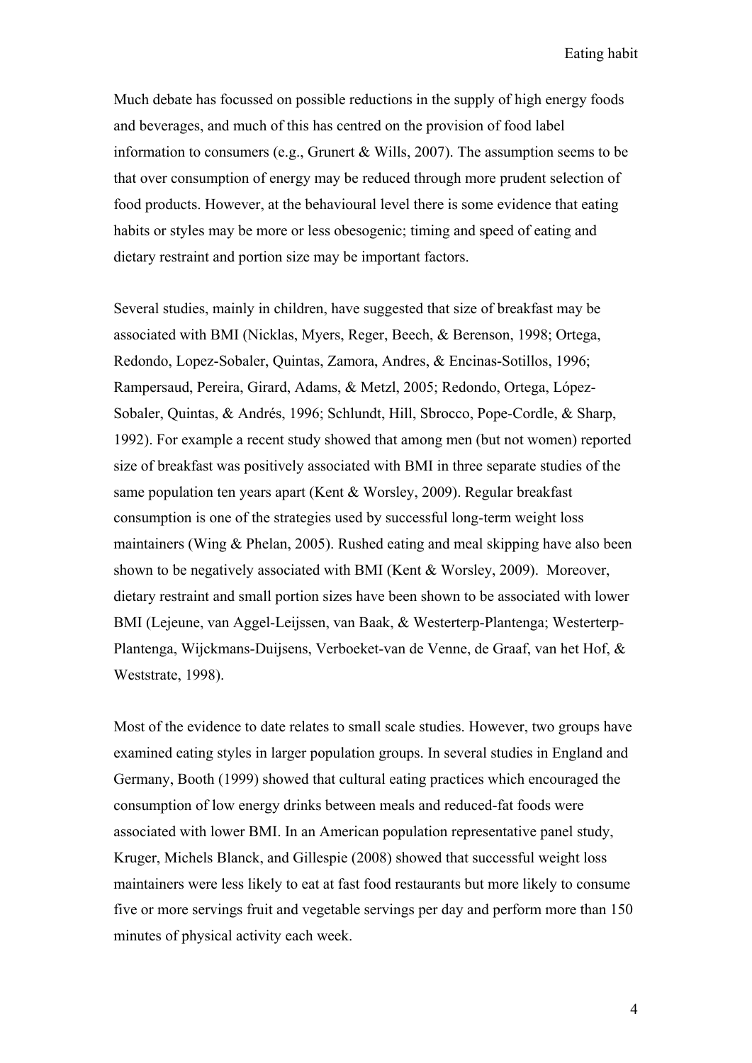Much debate has focussed on possible reductions in the supply of high energy foods and beverages, and much of this has centred on the provision of food label information to consumers (e.g., Grunert & Wills, 2007). The assumption seems to be that over consumption of energy may be reduced through more prudent selection of food products. However, at the behavioural level there is some evidence that eating habits or styles may be more or less obesogenic; timing and speed of eating and dietary restraint and portion size may be important factors.

Several studies, mainly in children, have suggested that size of breakfast may be associated with BMI (Nicklas, Myers, Reger, Beech, & Berenson, 1998; Ortega, Redondo, Lopez-Sobaler, Quintas, Zamora, Andres, & Encinas-Sotillos, 1996; Rampersaud, Pereira, Girard, Adams, & Metzl, 2005; Redondo, Ortega, López-Sobaler, Quintas, & Andrés, 1996; Schlundt, Hill, Sbrocco, Pope-Cordle, & Sharp, 1992). For example a recent study showed that among men (but not women) reported size of breakfast was positively associated with BMI in three separate studies of the same population ten years apart (Kent & Worsley, 2009). Regular breakfast consumption is one of the strategies used by successful long-term weight loss maintainers (Wing & Phelan, 2005). Rushed eating and meal skipping have also been shown to be negatively associated with BMI (Kent & Worsley, 2009). Moreover, dietary restraint and small portion sizes have been shown to be associated with lower BMI (Lejeune, van Aggel-Leijssen, van Baak, & Westerterp-Plantenga; Westerterp-Plantenga, Wijckmans-Duijsens, Verboeket-van de Venne, de Graaf, van het Hof, & Weststrate, 1998).

Most of the evidence to date relates to small scale studies. However, two groups have examined eating styles in larger population groups. In several studies in England and Germany, Booth (1999) showed that cultural eating practices which encouraged the consumption of low energy drinks between meals and reduced-fat foods were associated with lower BMI. In an American population representative panel study, Kruger, Michels Blanck, and Gillespie (2008) showed that successful weight loss maintainers were less likely to eat at fast food restaurants but more likely to consume five or more servings fruit and vegetable servings per day and perform more than 150 minutes of physical activity each week.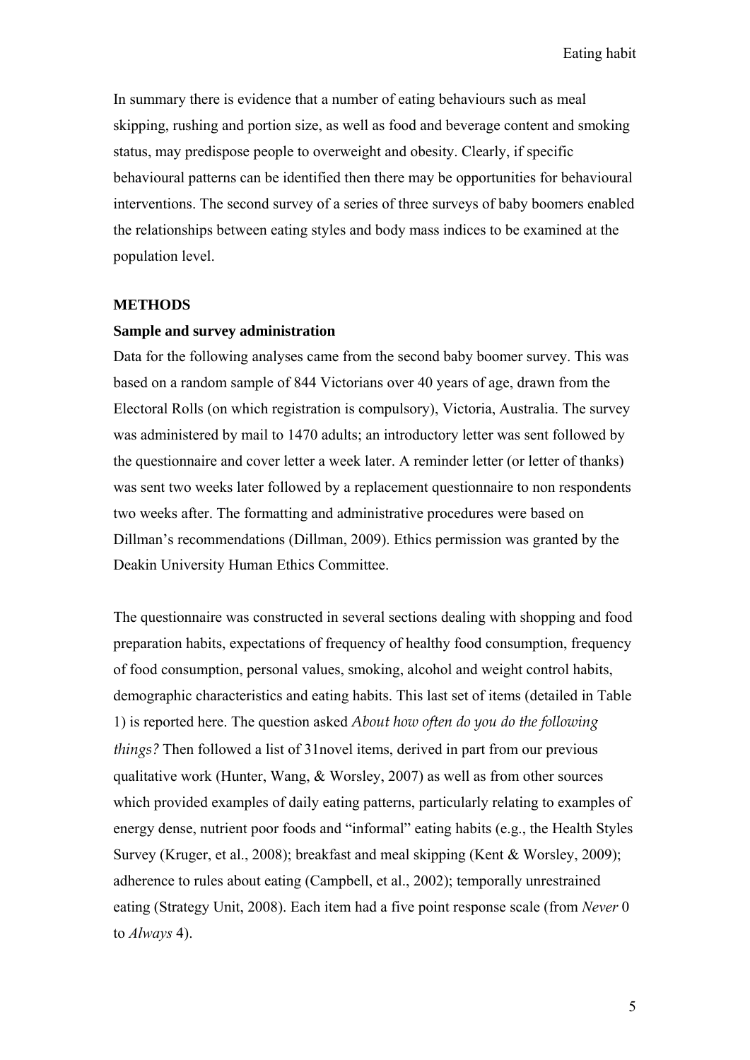In summary there is evidence that a number of eating behaviours such as meal skipping, rushing and portion size, as well as food and beverage content and smoking status, may predispose people to overweight and obesity. Clearly, if specific behavioural patterns can be identified then there may be opportunities for behavioural interventions. The second survey of a series of three surveys of baby boomers enabled the relationships between eating styles and body mass indices to be examined at the population level.

## METHODS

### Sample and survey administration

Data for the following analyses came from the second baby boomer survey. This was based on a random sample of 844 Victorians over 40 years of age, drawn from the Electoral Rolls (on which registration is compulsory), Victoria, Australia. The survey was administered by mail to 1470 adults; an introductory letter was sent followed by the questionnaire and cover letter a week later. A reminder letter (or letter of thanks) was sent two weeks later followed by a replacement questionnaire to non respondents two weeks after. The formatting and administrative procedures were based on Dillman's recommendations (Dillman, 2009). Ethics permission was granted by the Deakin University Human Ethics Committee.

The questionnaire was constructed in several sections dealing with shopping and food preparation habits, expectations of frequency of healthy food consumption, frequency of food consumption, personal values, smoking, alcohol and weight control habits, demographic characteristics and eating habits. This last set of items (detailed in Table 1) is reported here. The question asked *About how often do you do the following things?* Then followed a list of 31novel items, derived in part from our previous qualitative work (Hunter, Wang, & Worsley, 2007) as well as from other sources which provided examples of daily eating patterns, particularly relating to examples of energy dense, nutrient poor foods and "informal" eating habits (e.g., the Health Styles Survey (Kruger, et al., 2008); breakfast and meal skipping (Kent & Worsley, 2009); adherence to rules about eating (Campbell, et al., 2002); temporally unrestrained eating (Strategy Unit, 2008). Each item had a five point response scale (from *Never* 0 to *Always* 4).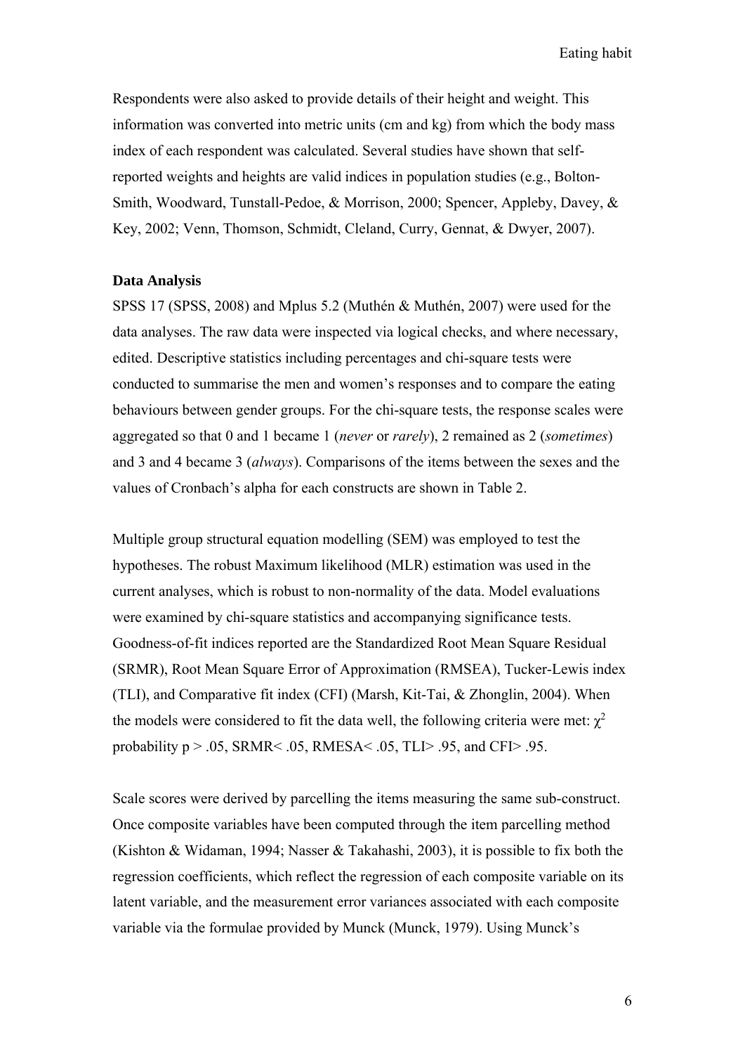Respondents were also asked to provide details of their height and weight. This information was converted into metric units (cm and kg) from which the body mass index of each respondent was calculated. Several studies have shown that self-reported weights and heights are valid indices in population studies (e.g., Bolton-Smith, Woodward, Tunstall-Pedoe, & Morrison, 2000; Spencer, Appleby, Davey, & Key, 2002; Venn, Thomson, Schmidt, Cleland, Curry, Gennat, & Dwyer, 2007).

**Data Analysis**

SPSS 17 (SPSS, 2008) and Mplus 5.2 (Muthén & Muthén, 2007) were used for the data analyses. The raw data were inspected via logical checks, and where necessary, edited. Descriptive statistics including percentages and chi-square tests were conducted to summarise the men and women's responses and to compare the eating behaviours between gender groups. For the chi-square tests, the response scales were aggregated so that 0 and 1 became 1 (*never* or *rarely*), 2 remained as 2 (*sometimes*) and 3 and 4 became 3 (*always*). Comparisons of the items between the sexes and the values of Cronbach's alpha for each constructs are shown in Table 2.

Multiple group structural equation modelling (SEM) was employed to test the hypotheses. The robust Maximum likelihood (MLR) estimation was used in the current analyses, which is robust to non-normality of the data. Model evaluations were examined by chi-square statistics and accompanying significance tests. Goodness-of-fit indices reported are the Standardized Root Mean Square Residual (SRMR), Root Mean Square Error of Approximation (RMSEA), Tucker-Lewis index (TLI), and Comparative fit index (CFI) (Marsh, Kit-Tai, & Zhonglin, 2004). When the models were considered to fit the data well, the following criteria were met: $\chi^2$ probability $p > .05$, SRMR$< .05$, RMESA$< .05$, TLI$> .95$, and CFI$> .95$.

Scale scores were derived by parcelling the items measuring the same sub-construct. Once composite variables have been computed through the item parcelling method (Kishton & Widaman, 1994; Nasser & Takahashi, 2003), it is possible to fix both the regression coefficients, which reflect the regression of each composite variable on its latent variable, and the measurement error variances associated with each composite variable via the formulae provided by Munck (Munck, 1979). Using Munck's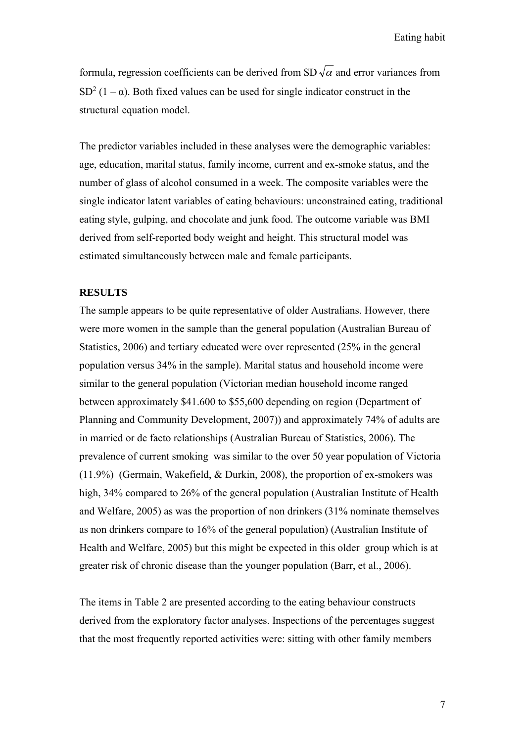formula, regression coefficients can be derived from SD $\sqrt{\alpha}$ and error variances from $SD^2$ (1 – α). Both fixed values can be used for single indicator construct in the structural equation model.

The predictor variables included in these analyses were the demographic variables: age, education, marital status, family income, current and ex-smoke status, and the number of glass of alcohol consumed in a week. The composite variables were the single indicator latent variables of eating behaviours: unconstrained eating, traditional eating style, gulping, and chocolate and junk food. The outcome variable was BMI derived from self-reported body weight and height. This structural model was estimated simultaneously between male and female participants.

**RESULTS**

The sample appears to be quite representative of older Australians. However, there were more women in the sample than the general population (Australian Bureau of Statistics, 2006) and tertiary educated were over represented (25% in the general population versus 34% in the sample). Marital status and household income were similar to the general population (Victorian median household income ranged between approximately $41.600 to $55,600 depending on region (Department of Planning and Community Development, 2007)) and approximately 74% of adults are in married or de facto relationships (Australian Bureau of Statistics, 2006). The prevalence of current smoking was similar to the over 50 year population of Victoria (11.9%) (Germain, Wakefield, & Durkin, 2008), the proportion of ex-smokers was high, 34% compared to 26% of the general population (Australian Institute of Health and Welfare, 2005) as was the proportion of non drinkers (31% nominate themselves as non drinkers compare to 16% of the general population) (Australian Institute of Health and Welfare, 2005) but this might be expected in this older group which is at greater risk of chronic disease than the younger population (Barr, et al., 2006).

The items in Table 2 are presented according to the eating behaviour constructs derived from the exploratory factor analyses. Inspections of the percentages suggest that the most frequently reported activities were: sitting with other family members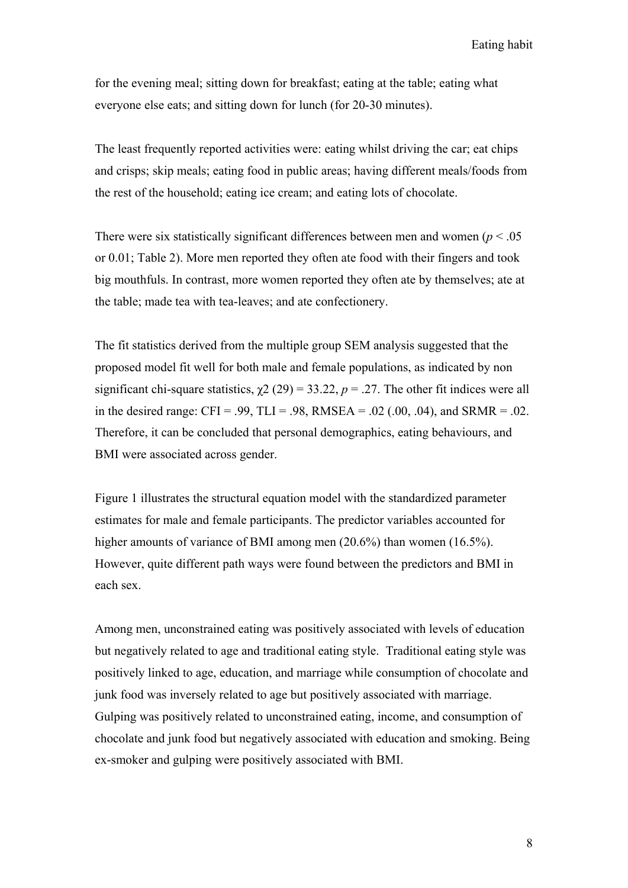for the evening meal; sitting down for breakfast; eating at the table; eating what everyone else eats; and sitting down for lunch (for 20-30 minutes).

The least frequently reported activities were: eating whilst driving the car; eat chips and crisps; skip meals; eating food in public areas; having different meals/foods from the rest of the household; eating ice cream; and eating lots of chocolate.

There were six statistically significant differences between men and women ($p < .05$ or 0.01; Table 2). More men reported they often ate food with their fingers and took big mouthfuls. In contrast, more women reported they often ate by themselves; ate at the table; made tea with tea-leaves; and ate confectionery.

The fit statistics derived from the multiple group SEM analysis suggested that the proposed model fit well for both male and female populations, as indicated by non significant chi-square statistics, $\chi2$ (29) = 33.22, $p = .27$. The other fit indices were all in the desired range: CFI = .99, TLI = .98, RMSEA = .02 (.00, .04), and SRMR = .02. Therefore, it can be concluded that personal demographics, eating behaviours, and BMI were associated across gender.

Figure 1 illustrates the structural equation model with the standardized parameter estimates for male and female participants. The predictor variables accounted for higher amounts of variance of BMI among men (20.6%) than women (16.5%). However, quite different path ways were found between the predictors and BMI in each sex.

Among men, unconstrained eating was positively associated with levels of education but negatively related to age and traditional eating style. Traditional eating style was positively linked to age, education, and marriage while consumption of chocolate and junk food was inversely related to age but positively associated with marriage. Gulping was positively related to unconstrained eating, income, and consumption of chocolate and junk food but negatively associated with education and smoking. Being ex-smoker and gulping were positively associated with BMI.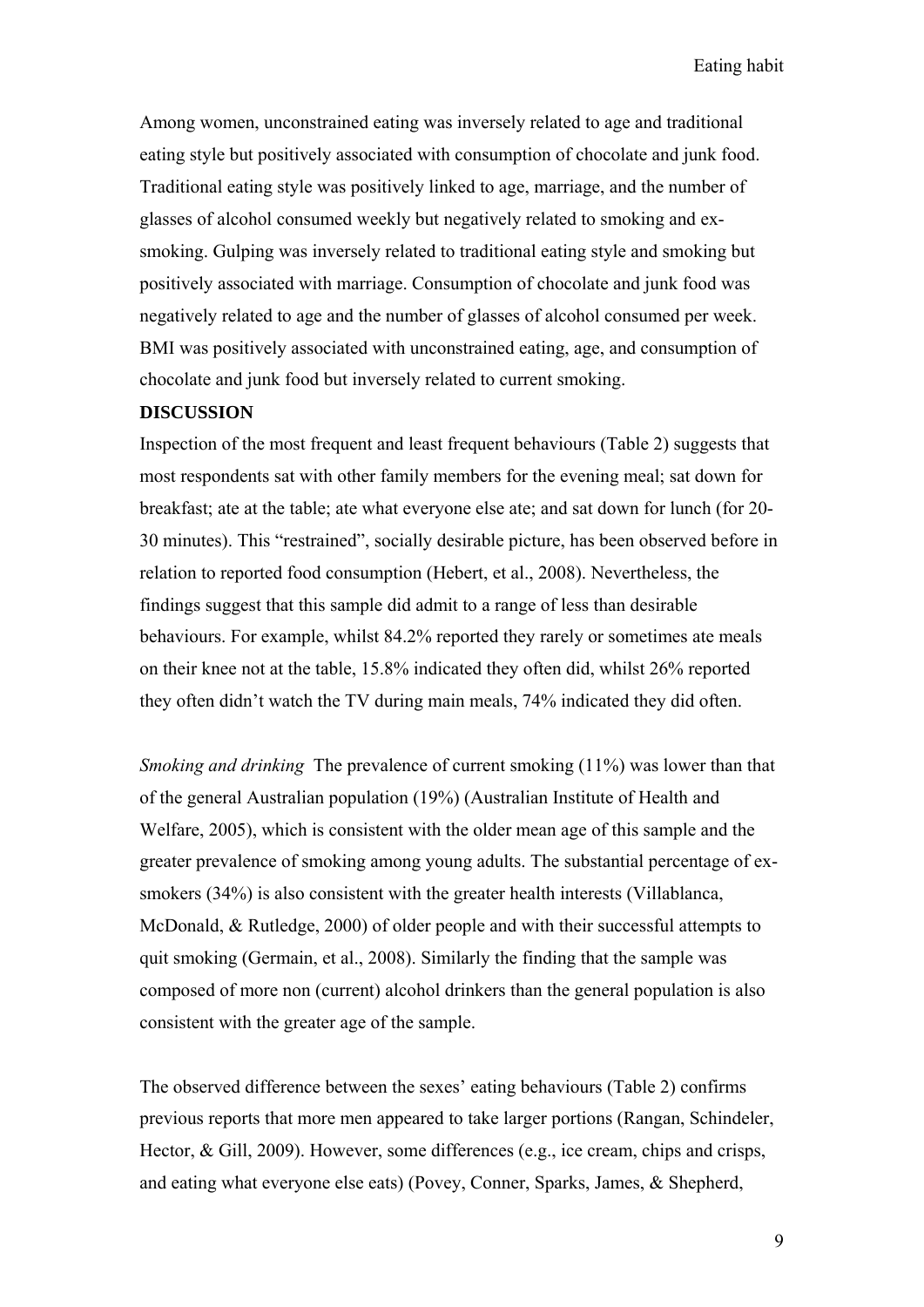Among women, unconstrained eating was inversely related to age and traditional eating style but positively associated with consumption of chocolate and junk food. Traditional eating style was positively linked to age, marriage, and the number of glasses of alcohol consumed weekly but negatively related to smoking and ex-smoking. Gulping was inversely related to traditional eating style and smoking but positively associated with marriage. Consumption of chocolate and junk food was negatively related to age and the number of glasses of alcohol consumed per week. BMI was positively associated with unconstrained eating, age, and consumption of chocolate and junk food but inversely related to current smoking.

## DISCUSSION

Inspection of the most frequent and least frequent behaviours (Table 2) suggests that most respondents sat with other family members for the evening meal; sat down for breakfast; ate at the table; ate what everyone else ate; and sat down for lunch (for 20-30 minutes). This "restrained", socially desirable picture, has been observed before in relation to reported food consumption (Hebert, et al., 2008). Nevertheless, the findings suggest that this sample did admit to a range of less than desirable behaviours. For example, whilst 84.2% reported they rarely or sometimes ate meals on their knee not at the table, 15.8% indicated they often did, whilst 26% reported they often didn't watch the TV during main meals, 74% indicated they did often.

*Smoking and drinking* The prevalence of current smoking (11%) was lower than that of the general Australian population (19%) (Australian Institute of Health and Welfare, 2005), which is consistent with the older mean age of this sample and the greater prevalence of smoking among young adults. The substantial percentage of ex-smokers (34%) is also consistent with the greater health interests (Villablanca, McDonald, & Rutledge, 2000) of older people and with their successful attempts to quit smoking (Germain, et al., 2008). Similarly the finding that the sample was composed of more non (current) alcohol drinkers than the general population is also consistent with the greater age of the sample.

The observed difference between the sexes' eating behaviours (Table 2) confirms previous reports that more men appeared to take larger portions (Rangan, Schindeler, Hector, & Gill, 2009). However, some differences (e.g., ice cream, chips and crisps, and eating what everyone else eats) (Povey, Conner, Sparks, James, & Shepherd,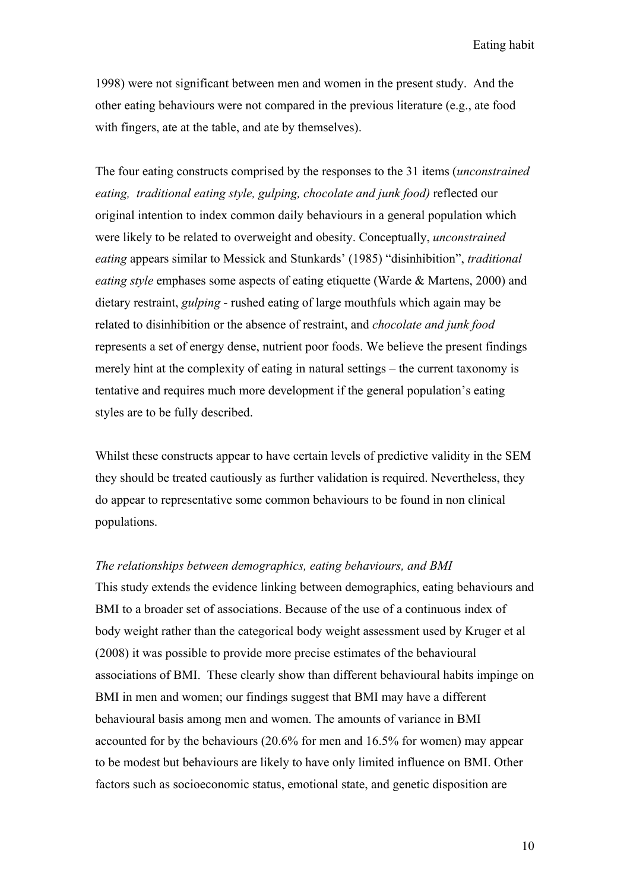1998) were not significant between men and women in the present study. And the other eating behaviours were not compared in the previous literature (e.g., ate food with fingers, ate at the table, and ate by themselves).

The four eating constructs comprised by the responses to the 31 items (*unconstrained eating, traditional eating style, gulping, chocolate and junk food)* reflected our original intention to index common daily behaviours in a general population which were likely to be related to overweight and obesity. Conceptually, *unconstrained eating* appears similar to Messick and Stunkards' (1985) "disinhibition", *traditional eating style* emphases some aspects of eating etiquette (Warde & Martens, 2000) and dietary restraint, *gulping* - rushed eating of large mouthfuls which again may be related to disinhibition or the absence of restraint, and *chocolate and junk food* represents a set of energy dense, nutrient poor foods. We believe the present findings merely hint at the complexity of eating in natural settings – the current taxonomy is tentative and requires much more development if the general population's eating styles are to be fully described.

Whilst these constructs appear to have certain levels of predictive validity in the SEM they should be treated cautiously as further validation is required. Nevertheless, they do appear to representative some common behaviours to be found in non clinical populations.

*The relationships between demographics, eating behaviours, and BMI*

This study extends the evidence linking between demographics, eating behaviours and BMI to a broader set of associations. Because of the use of a continuous index of body weight rather than the categorical body weight assessment used by Kruger et al (2008) it was possible to provide more precise estimates of the behavioural associations of BMI. These clearly show than different behavioural habits impinge on BMI in men and women; our findings suggest that BMI may have a different behavioural basis among men and women. The amounts of variance in BMI accounted for by the behaviours (20.6% for men and 16.5% for women) may appear to be modest but behaviours are likely to have only limited influence on BMI. Other factors such as socioeconomic status, emotional state, and genetic disposition are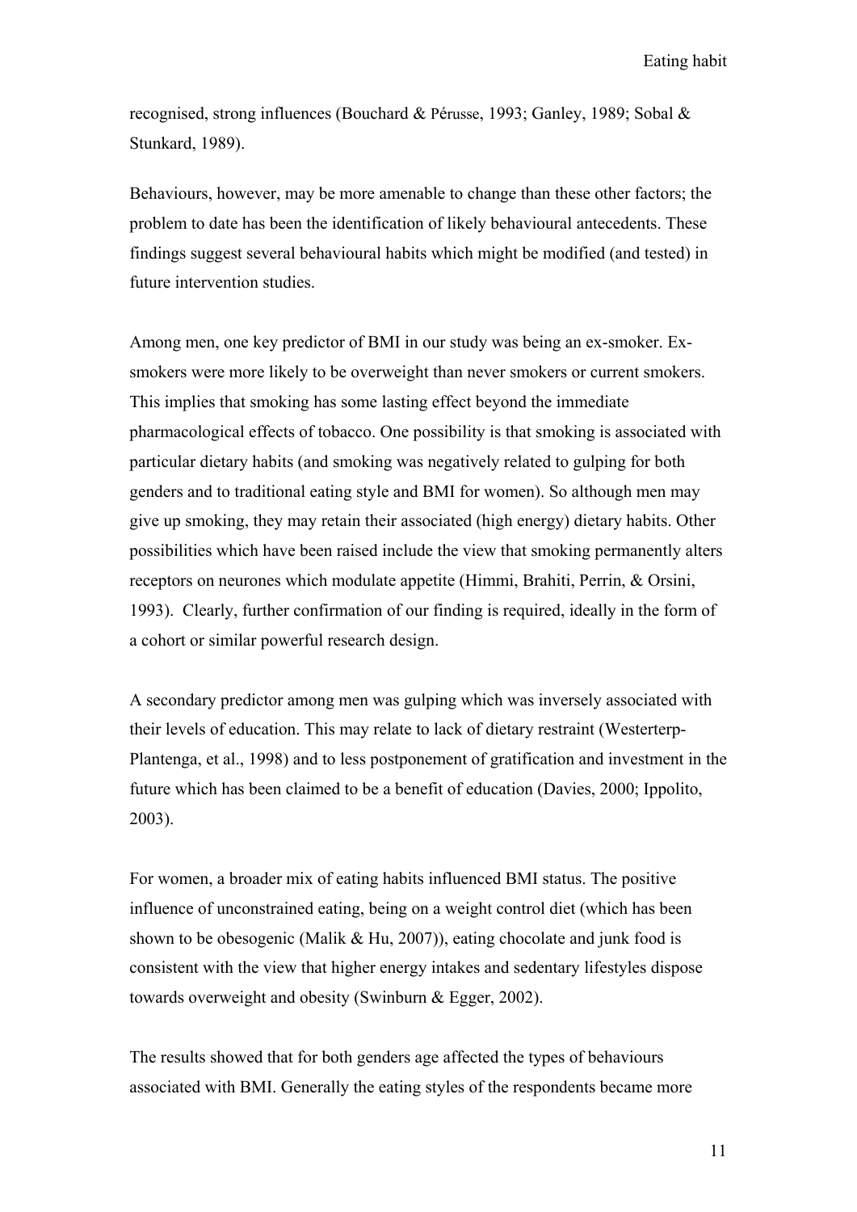recognised, strong influences (Bouchard & Pérusse, 1993; Ganley, 1989; Sobal & Stunkard, 1989).

Behaviours, however, may be more amenable to change than these other factors; the problem to date has been the identification of likely behavioural antecedents. These findings suggest several behavioural habits which might be modified (and tested) in future intervention studies.

Among men, one key predictor of BMI in our study was being an ex-smoker. Ex-smokers were more likely to be overweight than never smokers or current smokers. This implies that smoking has some lasting effect beyond the immediate pharmacological effects of tobacco. One possibility is that smoking is associated with particular dietary habits (and smoking was negatively related to gulping for both genders and to traditional eating style and BMI for women). So although men may give up smoking, they may retain their associated (high energy) dietary habits. Other possibilities which have been raised include the view that smoking permanently alters receptors on neurones which modulate appetite (Himmi, Brahiti, Perrin, & Orsini, 1993). Clearly, further confirmation of our finding is required, ideally in the form of a cohort or similar powerful research design.

A secondary predictor among men was gulping which was inversely associated with their levels of education. This may relate to lack of dietary restraint (Westerterp-Plantenga, et al., 1998) and to less postponement of gratification and investment in the future which has been claimed to be a benefit of education (Davies, 2000; Ippolito, 2003).

For women, a broader mix of eating habits influenced BMI status. The positive influence of unconstrained eating, being on a weight control diet (which has been shown to be obesogenic (Malik & Hu, 2007)), eating chocolate and junk food is consistent with the view that higher energy intakes and sedentary lifestyles dispose towards overweight and obesity (Swinburn & Egger, 2002).

The results showed that for both genders age affected the types of behaviours associated with BMI. Generally the eating styles of the respondents became more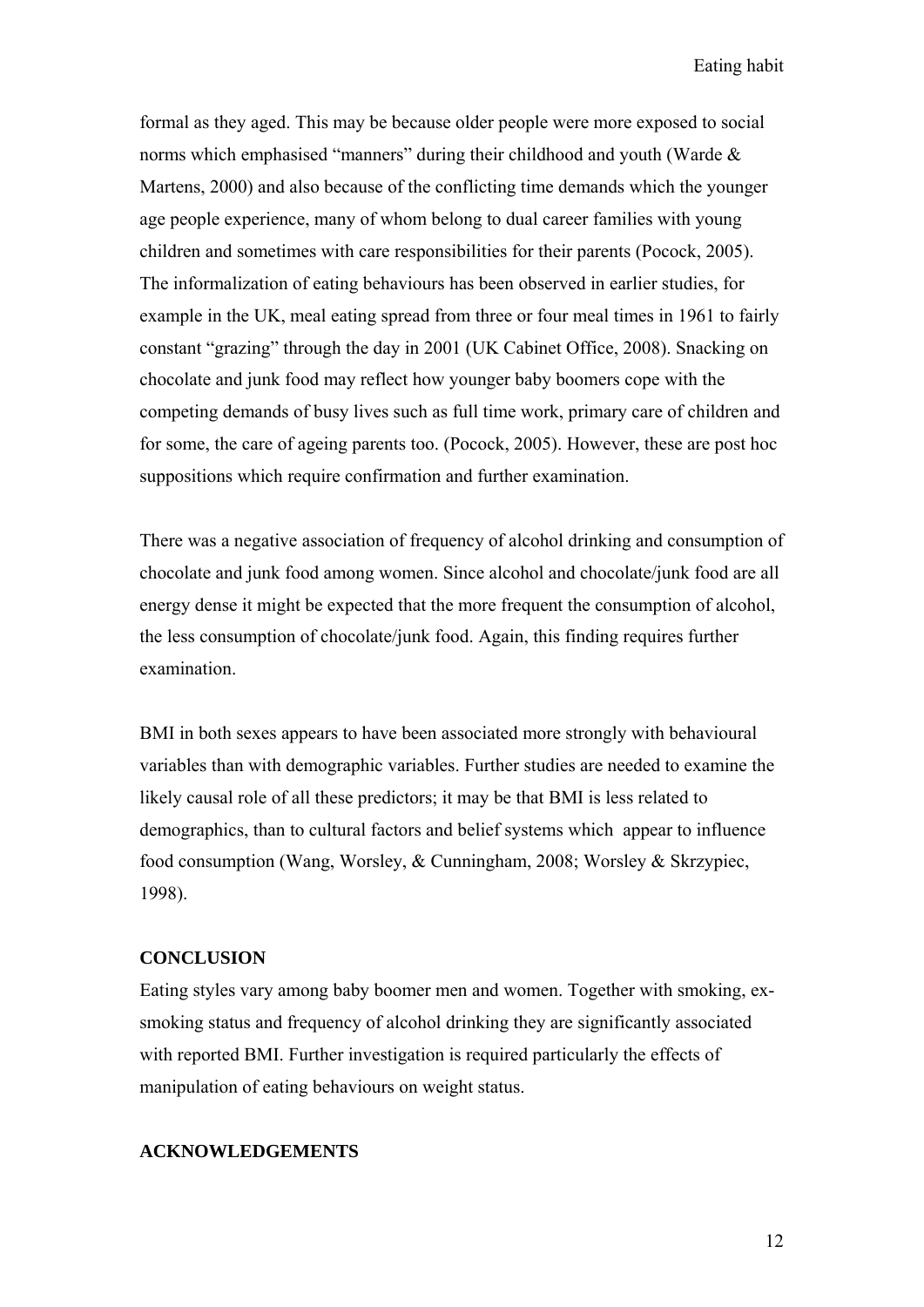formal as they aged. This may be because older people were more exposed to social norms which emphasised "manners" during their childhood and youth (Warde & Martens, 2000) and also because of the conflicting time demands which the younger age people experience, many of whom belong to dual career families with young children and sometimes with care responsibilities for their parents (Pocock, 2005). The informalization of eating behaviours has been observed in earlier studies, for example in the UK, meal eating spread from three or four meal times in 1961 to fairly constant "grazing" through the day in 2001 (UK Cabinet Office, 2008). Snacking on chocolate and junk food may reflect how younger baby boomers cope with the competing demands of busy lives such as full time work, primary care of children and for some, the care of ageing parents too. (Pocock, 2005). However, these are post hoc suppositions which require confirmation and further examination.

There was a negative association of frequency of alcohol drinking and consumption of chocolate and junk food among women. Since alcohol and chocolate/junk food are all energy dense it might be expected that the more frequent the consumption of alcohol, the less consumption of chocolate/junk food. Again, this finding requires further examination.

BMI in both sexes appears to have been associated more strongly with behavioural variables than with demographic variables. Further studies are needed to examine the likely causal role of all these predictors; it may be that BMI is less related to demographics, than to cultural factors and belief systems which appear to influence food consumption (Wang, Worsley, & Cunningham, 2008; Worsley & Skrzypiec, 1998).

## CONCLUSION

Eating styles vary among baby boomer men and women. Together with smoking, ex-smoking status and frequency of alcohol drinking they are significantly associated with reported BMI. Further investigation is required particularly the effects of manipulation of eating behaviours on weight status.

## ACKNOWLEDGEMENTS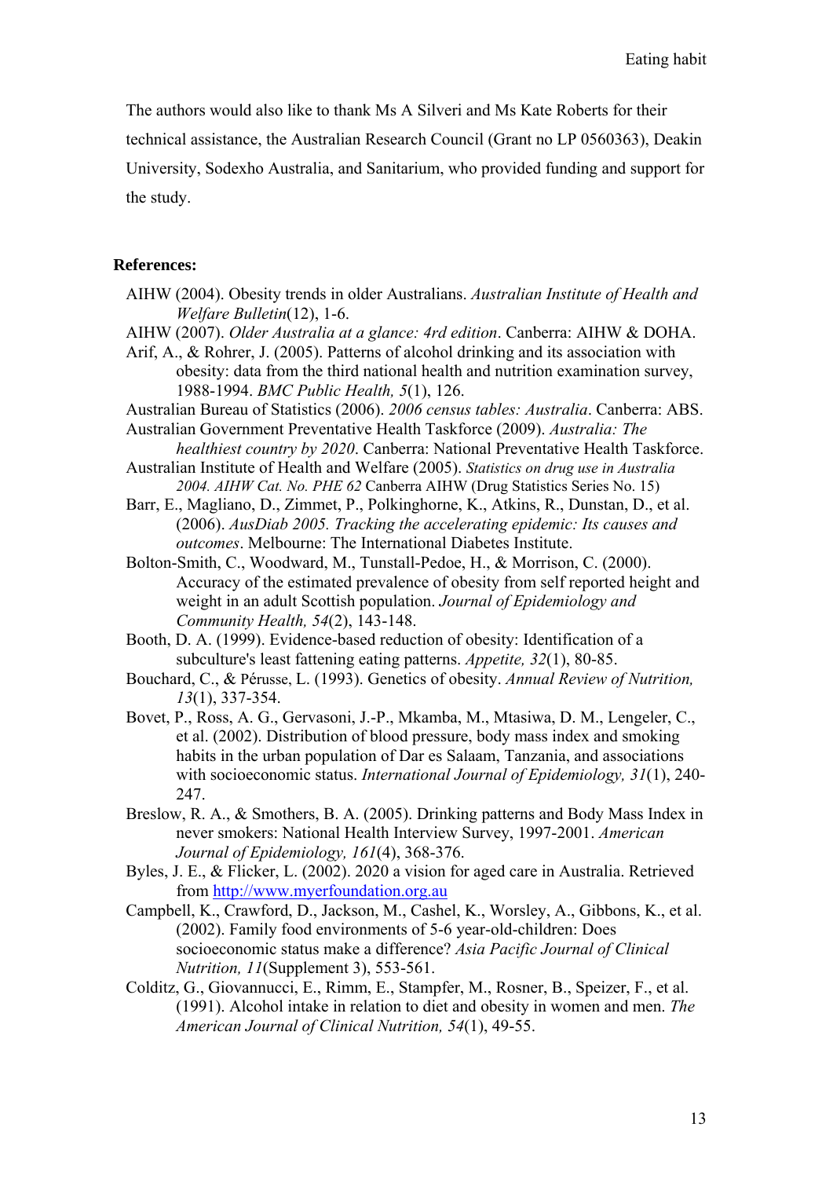The authors would also like to thank Ms A Silveri and Ms Kate Roberts for their technical assistance, the Australian Research Council (Grant no LP 0560363), Deakin University, Sodexho Australia, and Sanitarium, who provided funding and support for the study.

**References:**

AIHW (2004). Obesity trends in older Australians. *Australian Institute of Health and Welfare Bulletin*(12), 1-6.

AIHW (2007). *Older Australia at a glance: 4rd edition*. Canberra: AIHW & DOHA.

Arif, A., & Rohrer, J. (2005). Patterns of alcohol drinking and its association with obesity: data from the third national health and nutrition examination survey, 1988-1994. *BMC Public Health, 5*(1), 126.

Australian Bureau of Statistics (2006). *2006 census tables: Australia*. Canberra: ABS.

Australian Government Preventative Health Taskforce (2009). *Australia: The healthiest country by 2020*. Canberra: National Preventative Health Taskforce.

Australian Institute of Health and Welfare (2005). *Statistics on drug use in Australia 2004. AIHW Cat. No. PHE 62* Canberra AIHW (Drug Statistics Series No. 15)

Barr, E., Magliano, D., Zimmet, P., Polkinghorne, K., Atkins, R., Dunstan, D., et al. (2006). *AusDiab 2005. Tracking the accelerating epidemic: Its causes and outcomes*. Melbourne: The International Diabetes Institute.

Bolton-Smith, C., Woodward, M., Tunstall-Pedoe, H., & Morrison, C. (2000). Accuracy of the estimated prevalence of obesity from self reported height and weight in an adult Scottish population. *Journal of Epidemiology and Community Health, 54*(2), 143-148.

Booth, D. A. (1999). Evidence-based reduction of obesity: Identification of a subculture's least fattening eating patterns. *Appetite, 32*(1), 80-85.

Bouchard, C., & Pérusse, L. (1993). Genetics of obesity. *Annual Review of Nutrition, 13*(1), 337-354.

Bovet, P., Ross, A. G., Gervasoni, J.-P., Mkamba, M., Mtasiwa, D. M., Lengeler, C., et al. (2002). Distribution of blood pressure, body mass index and smoking habits in the urban population of Dar es Salaam, Tanzania, and associations with socioeconomic status. *International Journal of Epidemiology, 31*(1), 240-247.

Breslow, R. A., & Smothers, B. A. (2005). Drinking patterns and Body Mass Index in never smokers: National Health Interview Survey, 1997-2001. *American Journal of Epidemiology, 161*(4), 368-376.

Byles, J. E., & Flicker, L. (2002). 2020 a vision for aged care in Australia. Retrieved from http://www.myerfoundation.org.au

Campbell, K., Crawford, D., Jackson, M., Cashel, K., Worsley, A., Gibbons, K., et al. (2002). Family food environments of 5-6 year-old-children: Does socioeconomic status make a difference? *Asia Pacific Journal of Clinical Nutrition, 11*(Supplement 3), 553-561.

Colditz, G., Giovannucci, E., Rimm, E., Stampfer, M., Rosner, B., Speizer, F., et al. (1991). Alcohol intake in relation to diet and obesity in women and men. *The American Journal of Clinical Nutrition, 54*(1), 49-55.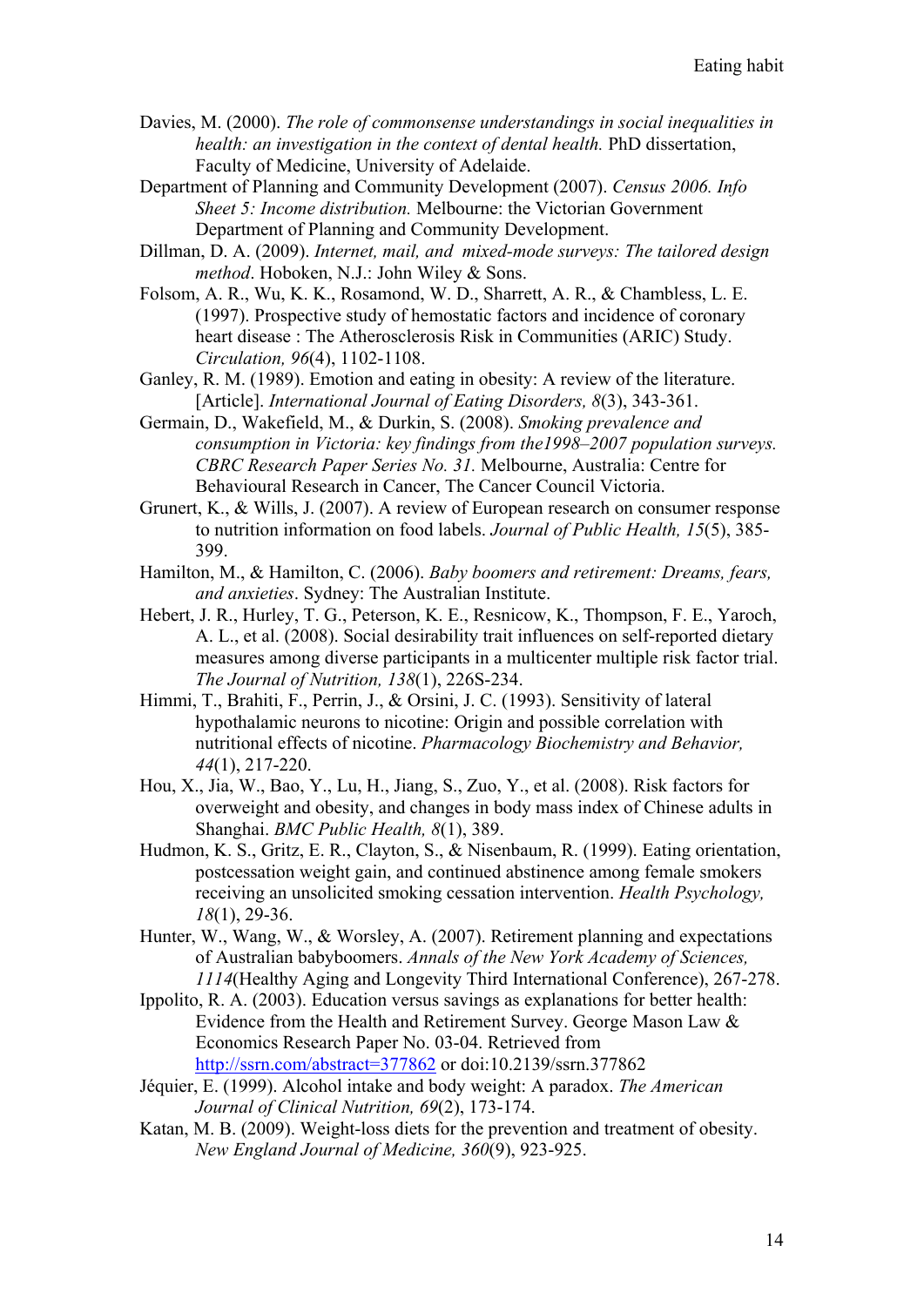Davies, M. (2000). *The role of commonsense understandings in social inequalities in health: an investigation in the context of dental health.* PhD dissertation, Faculty of Medicine, University of Adelaide.

Department of Planning and Community Development (2007). *Census 2006. Info Sheet 5: Income distribution.* Melbourne: the Victorian Government Department of Planning and Community Development.

Dillman, D. A. (2009). *Internet, mail, and mixed-mode surveys: The tailored design method*. Hoboken, N.J.: John Wiley & Sons.

Folsom, A. R., Wu, K. K., Rosamond, W. D., Sharrett, A. R., & Chambless, L. E. (1997). Prospective study of hemostatic factors and incidence of coronary heart disease : The Atherosclerosis Risk in Communities (ARIC) Study. *Circulation, 96*(4), 1102-1108.

Ganley, R. M. (1989). Emotion and eating in obesity: A review of the literature. [Article]. *International Journal of Eating Disorders, 8*(3), 343-361.

Germain, D., Wakefield, M., & Durkin, S. (2008). *Smoking prevalence and consumption in Victoria: key findings from the1998–2007 population surveys. CBRC Research Paper Series No. 31.* Melbourne, Australia: Centre for Behavioural Research in Cancer, The Cancer Council Victoria.

Grunert, K., & Wills, J. (2007). A review of European research on consumer response to nutrition information on food labels. *Journal of Public Health, 15*(5), 385-399.

Hamilton, M., & Hamilton, C. (2006). *Baby boomers and retirement: Dreams, fears, and anxieties*. Sydney: The Australian Institute.

Hebert, J. R., Hurley, T. G., Peterson, K. E., Resnicow, K., Thompson, F. E., Yaroch, A. L., et al. (2008). Social desirability trait influences on self-reported dietary measures among diverse participants in a multicenter multiple risk factor trial. *The Journal of Nutrition, 138*(1), 226S-234.

Himmi, T., Brahiti, F., Perrin, J., & Orsini, J. C. (1993). Sensitivity of lateral hypothalamic neurons to nicotine: Origin and possible correlation with nutritional effects of nicotine. *Pharmacology Biochemistry and Behavior, 44*(1), 217-220.

Hou, X., Jia, W., Bao, Y., Lu, H., Jiang, S., Zuo, Y., et al. (2008). Risk factors for overweight and obesity, and changes in body mass index of Chinese adults in Shanghai. *BMC Public Health, 8*(1), 389.

Hudmon, K. S., Gritz, E. R., Clayton, S., & Nisenbaum, R. (1999). Eating orientation, postcessation weight gain, and continued abstinence among female smokers receiving an unsolicited smoking cessation intervention. *Health Psychology, 18*(1), 29-36.

Hunter, W., Wang, W., & Worsley, A. (2007). Retirement planning and expectations of Australian babyboomers. *Annals of the New York Academy of Sciences, 1114*(Healthy Aging and Longevity Third International Conference), 267-278.

Ippolito, R. A. (2003). Education versus savings as explanations for better health: Evidence from the Health and Retirement Survey. George Mason Law & Economics Research Paper No. 03-04. Retrieved from http://ssrn.com/abstract=377862 or doi:10.2139/ssrn.377862

Jéquier, E. (1999). Alcohol intake and body weight: A paradox. *The American Journal of Clinical Nutrition, 69*(2), 173-174.

Katan, M. B. (2009). Weight-loss diets for the prevention and treatment of obesity. *New England Journal of Medicine, 360*(9), 923-925.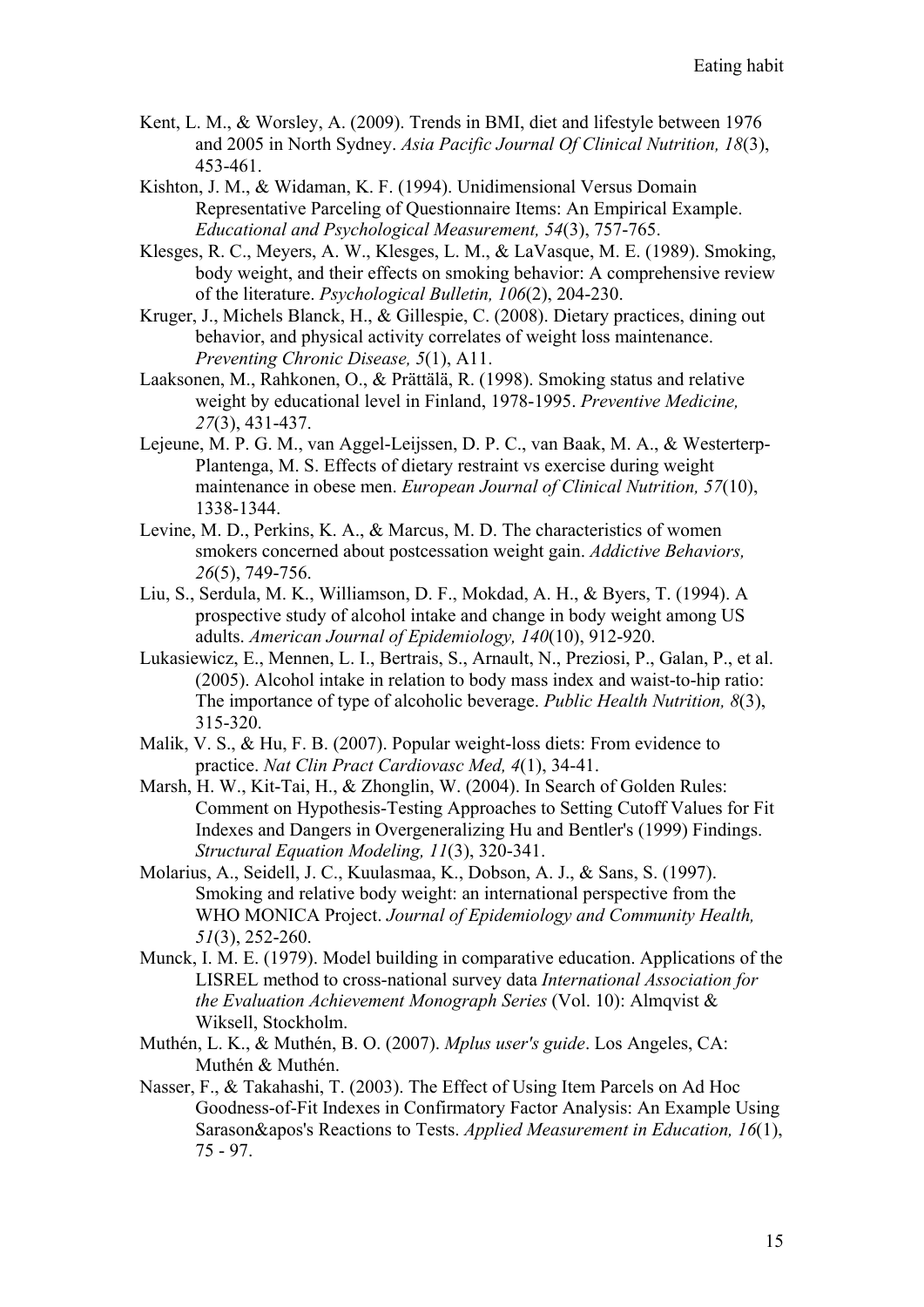Kent, L. M., & Worsley, A. (2009). Trends in BMI, diet and lifestyle between 1976 and 2005 in North Sydney. *Asia Pacific Journal Of Clinical Nutrition, 18*(3), 453-461.

Kishton, J. M., & Widaman, K. F. (1994). Unidimensional Versus Domain Representative Parceling of Questionnaire Items: An Empirical Example. *Educational and Psychological Measurement, 54*(3), 757-765.

Klesges, R. C., Meyers, A. W., Klesges, L. M., & LaVasque, M. E. (1989). Smoking, body weight, and their effects on smoking behavior: A comprehensive review of the literature. *Psychological Bulletin, 106*(2), 204-230.

Kruger, J., Michels Blanck, H., & Gillespie, C. (2008). Dietary practices, dining out behavior, and physical activity correlates of weight loss maintenance. *Preventing Chronic Disease, 5*(1), A11.

Laaksonen, M., Rahkonen, O., & Prättälä, R. (1998). Smoking status and relative weight by educational level in Finland, 1978-1995. *Preventive Medicine, 27*(3), 431-437.

Lejeune, M. P. G. M., van Aggel-Leijssen, D. P. C., van Baak, M. A., & Westerterp-Plantenga, M. S. Effects of dietary restraint vs exercise during weight maintenance in obese men. *European Journal of Clinical Nutrition, 57*(10), 1338-1344.

Levine, M. D., Perkins, K. A., & Marcus, M. D. The characteristics of women smokers concerned about postcessation weight gain. *Addictive Behaviors, 26*(5), 749-756.

Liu, S., Serdula, M. K., Williamson, D. F., Mokdad, A. H., & Byers, T. (1994). A prospective study of alcohol intake and change in body weight among US adults. *American Journal of Epidemiology, 140*(10), 912-920.

Lukasiewicz, E., Mennen, L. I., Bertrais, S., Arnault, N., Preziosi, P., Galan, P., et al. (2005). Alcohol intake in relation to body mass index and waist-to-hip ratio: The importance of type of alcoholic beverage. *Public Health Nutrition, 8*(3), 315-320.

Malik, V. S., & Hu, F. B. (2007). Popular weight-loss diets: From evidence to practice. *Nat Clin Pract Cardiovasc Med, 4*(1), 34-41.

Marsh, H. W., Kit-Tai, H., & Zhonglin, W. (2004). In Search of Golden Rules: Comment on Hypothesis-Testing Approaches to Setting Cutoff Values for Fit Indexes and Dangers in Overgeneralizing Hu and Bentler's (1999) Findings. *Structural Equation Modeling, 11*(3), 320-341.

Molarius, A., Seidell, J. C., Kuulasmaa, K., Dobson, A. J., & Sans, S. (1997). Smoking and relative body weight: an international perspective from the WHO MONICA Project. *Journal of Epidemiology and Community Health, 51*(3), 252-260.

Munck, I. M. E. (1979). Model building in comparative education. Applications of the LISREL method to cross-national survey data *International Association for the Evaluation Achievement Monograph Series* (Vol. 10): Almqvist & Wiksell, Stockholm.

Muthén, L. K., & Muthén, B. O. (2007). *Mplus user's guide*. Los Angeles, CA: Muthén & Muthén.

Nasser, F., & Takahashi, T. (2003). The Effect of Using Item Parcels on Ad Hoc Goodness-of-Fit Indexes in Confirmatory Factor Analysis: An Example Using Sarason&apos's Reactions to Tests. *Applied Measurement in Education, 16*(1), 75 - 97.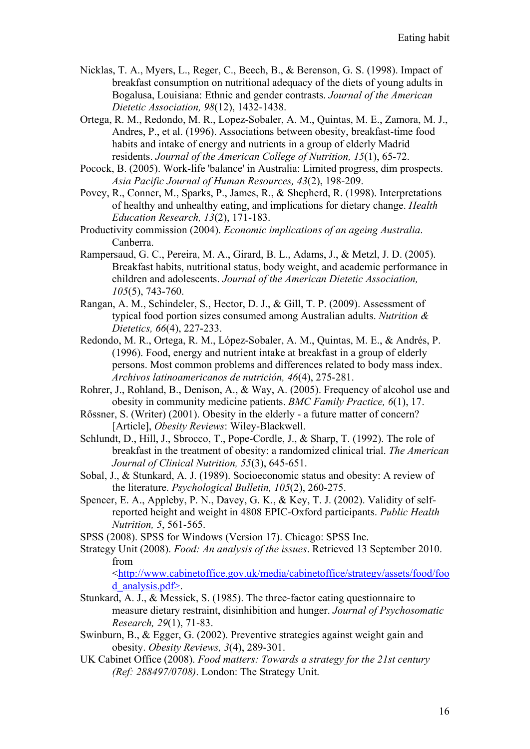Nicklas, T. A., Myers, L., Reger, C., Beech, B., & Berenson, G. S. (1998). Impact of breakfast consumption on nutritional adequacy of the diets of young adults in Bogalusa, Louisiana: Ethnic and gender contrasts. *Journal of the American Dietetic Association, 98*(12), 1432-1438.

Ortega, R. M., Redondo, M. R., Lopez-Sobaler, A. M., Quintas, M. E., Zamora, M. J., Andres, P., et al. (1996). Associations between obesity, breakfast-time food habits and intake of energy and nutrients in a group of elderly Madrid residents. *Journal of the American College of Nutrition, 15*(1), 65-72.

Pocock, B. (2005). Work-life 'balance' in Australia: Limited progress, dim prospects. *Asia Pacific Journal of Human Resources, 43*(2), 198-209.

Povey, R., Conner, M., Sparks, P., James, R., & Shepherd, R. (1998). Interpretations of healthy and unhealthy eating, and implications for dietary change. *Health Education Research, 13*(2), 171-183.

Productivity commission (2004). *Economic implications of an ageing Australia*. Canberra.

Rampersaud, G. C., Pereira, M. A., Girard, B. L., Adams, J., & Metzl, J. D. (2005). Breakfast habits, nutritional status, body weight, and academic performance in children and adolescents. *Journal of the American Dietetic Association, 105*(5), 743-760.

Rangan, A. M., Schindeler, S., Hector, D. J., & Gill, T. P. (2009). Assessment of typical food portion sizes consumed among Australian adults. *Nutrition & Dietetics, 66*(4), 227-233.

Redondo, M. R., Ortega, R. M., López-Sobaler, A. M., Quintas, M. E., & Andrés, P. (1996). Food, energy and nutrient intake at breakfast in a group of elderly persons. Most common problems and differences related to body mass index. *Archivos latinoamericanos de nutrición, 46*(4), 275-281.

Rohrer, J., Rohland, B., Denison, A., & Way, A. (2005). Frequency of alcohol use and obesity in community medicine patients. *BMC Family Practice, 6*(1), 17.

Rőssner, S. (Writer) (2001). Obesity in the elderly - a future matter of concern? [Article], *Obesity Reviews*: Wiley-Blackwell.

Schlundt, D., Hill, J., Sbrocco, T., Pope-Cordle, J., & Sharp, T. (1992). The role of breakfast in the treatment of obesity: a randomized clinical trial. *The American Journal of Clinical Nutrition, 55*(3), 645-651.

Sobal, J., & Stunkard, A. J. (1989). Socioeconomic status and obesity: A review of the literature. *Psychological Bulletin, 105*(2), 260-275.

Spencer, E. A., Appleby, P. N., Davey, G. K., & Key, T. J. (2002). Validity of self-reported height and weight in 4808 EPIC-Oxford participants. *Public Health Nutrition, 5*, 561-565.

SPSS (2008). SPSS for Windows (Version 17). Chicago: SPSS Inc.

Strategy Unit (2008). *Food: An analysis of the issues*. Retrieved 13 September 2010. from <http://www.cabinetoffice.gov.uk/media/cabinetoffice/strategy/assets/food/food_analysis.pdf>.

Stunkard, A. J., & Messick, S. (1985). The three-factor eating questionnaire to measure dietary restraint, disinhibition and hunger. *Journal of Psychosomatic Research, 29*(1), 71-83.

Swinburn, B., & Egger, G. (2002). Preventive strategies against weight gain and obesity. *Obesity Reviews, 3*(4), 289-301.

UK Cabinet Office (2008). *Food matters: Towards a strategy for the 21st century (Ref: 288497/0708)*. London: The Strategy Unit.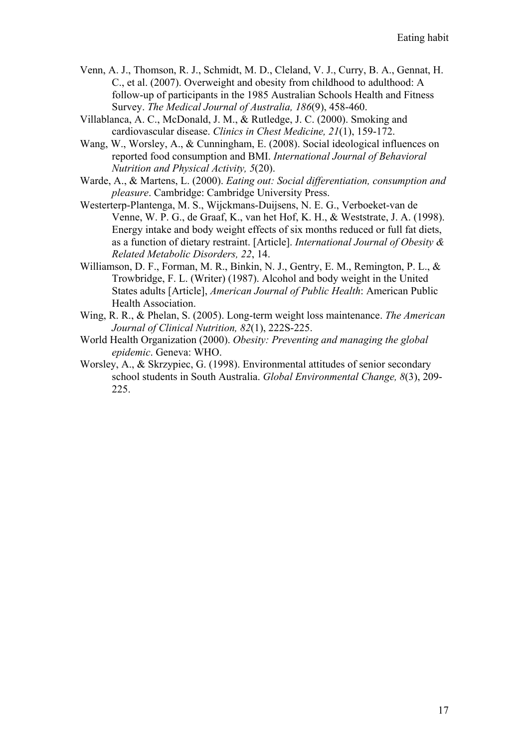Venn, A. J., Thomson, R. J., Schmidt, M. D., Cleland, V. J., Curry, B. A., Gennat, H. C., et al. (2007). Overweight and obesity from childhood to adulthood: A follow-up of participants in the 1985 Australian Schools Health and Fitness Survey. *The Medical Journal of Australia, 186*(9), 458-460.

Villablanca, A. C., McDonald, J. M., & Rutledge, J. C. (2000). Smoking and cardiovascular disease. *Clinics in Chest Medicine, 21*(1), 159-172.

Wang, W., Worsley, A., & Cunningham, E. (2008). Social ideological influences on reported food consumption and BMI. *International Journal of Behavioral Nutrition and Physical Activity, 5*(20).

Warde, A., & Martens, L. (2000). *Eating out: Social differentiation, consumption and pleasure*. Cambridge: Cambridge University Press.

Westerterp-Plantenga, M. S., Wijckmans-Duijsens, N. E. G., Verboeket-van de Venne, W. P. G., de Graaf, K., van het Hof, K. H., & Weststrate, J. A. (1998). Energy intake and body weight effects of six months reduced or full fat diets, as a function of dietary restraint. [Article]. *International Journal of Obesity & Related Metabolic Disorders, 22*, 14.

Williamson, D. F., Forman, M. R., Binkin, N. J., Gentry, E. M., Remington, P. L., & Trowbridge, F. L. (Writer) (1987). Alcohol and body weight in the United States adults [Article], *American Journal of Public Health*: American Public Health Association.

Wing, R. R., & Phelan, S. (2005). Long-term weight loss maintenance. *The American Journal of Clinical Nutrition, 82*(1), 222S-225.

World Health Organization (2000). *Obesity: Preventing and managing the global epidemic*. Geneva: WHO.

Worsley, A., & Skrzypiec, G. (1998). Environmental attitudes of senior secondary school students in South Australia. *Global Environmental Change, 8*(3), 209-225.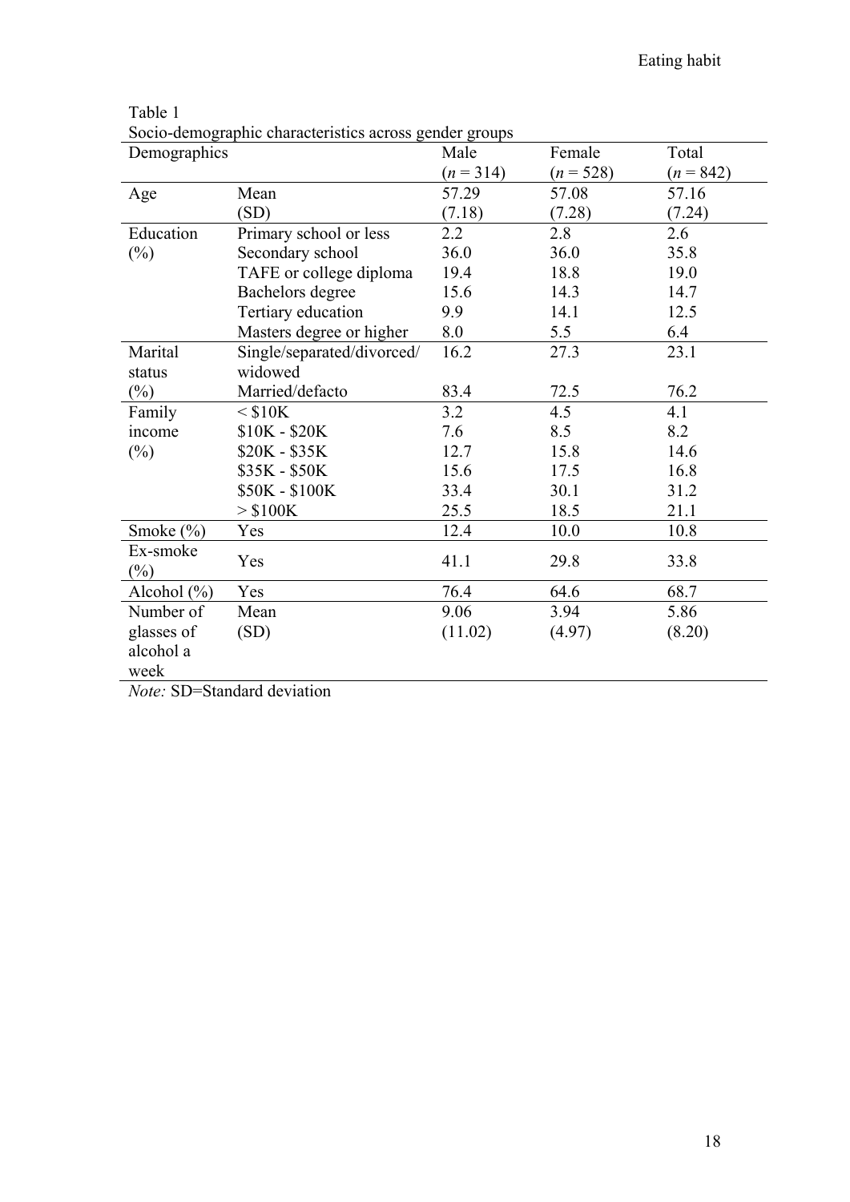Table 1

Socio-demographic characteristics across gender groups

| Demographics | | Male ($n$ = 314) | Female ($n$ = 528) | Total ($n$ = 842) |
|---|---|---|---|---|
| Age | Mean | 57.29 | 57.08 | 57.16 |
| | (SD) | (7.18) | (7.28) | (7.24) |
| Education (%) | Primary school or less | 2.2 | 2.8 | 2.6 |
| | Secondary school | 36.0 | 36.0 | 35.8 |
| | TAFE or college diploma | 19.4 | 18.8 | 19.0 |
| | Bachelors degree | 15.6 | 14.3 | 14.7 |
| | Tertiary education | 9.9 | 14.1 | 12.5 |
| | Masters degree or higher | 8.0 | 5.5 | 6.4 |
| Marital status (%) | Single/separated/divorced/ widowed | 16.2 | 27.3 | 23.1 |
| | Married/defacto | 83.4 | 72.5 | 76.2 |
| Family income (%) | < $10K | 3.2 | 4.5 | 4.1 |
| | $10K - $20K | 7.6 | 8.5 | 8.2 |
| | $20K - $35K | 12.7 | 15.8 | 14.6 |
| | $35K - $50K | 15.6 | 17.5 | 16.8 |
| | $50K - $100K | 33.4 | 30.1 | 31.2 |
| | > $100K | 25.5 | 18.5 | 21.1 |
| Smoke (%) | Yes | 12.4 | 10.0 | 10.8 |
| Ex-smoke (%) | Yes | 41.1 | 29.8 | 33.8 |
| Alcohol (%) | Yes | 76.4 | 64.6 | 68.7 |
| Number of glasses of alcohol a week | Mean | 9.06 | 3.94 | 5.86 |
| | (SD) | (11.02) | (4.97) | (8.20) |

*Note:* SD=Standard deviation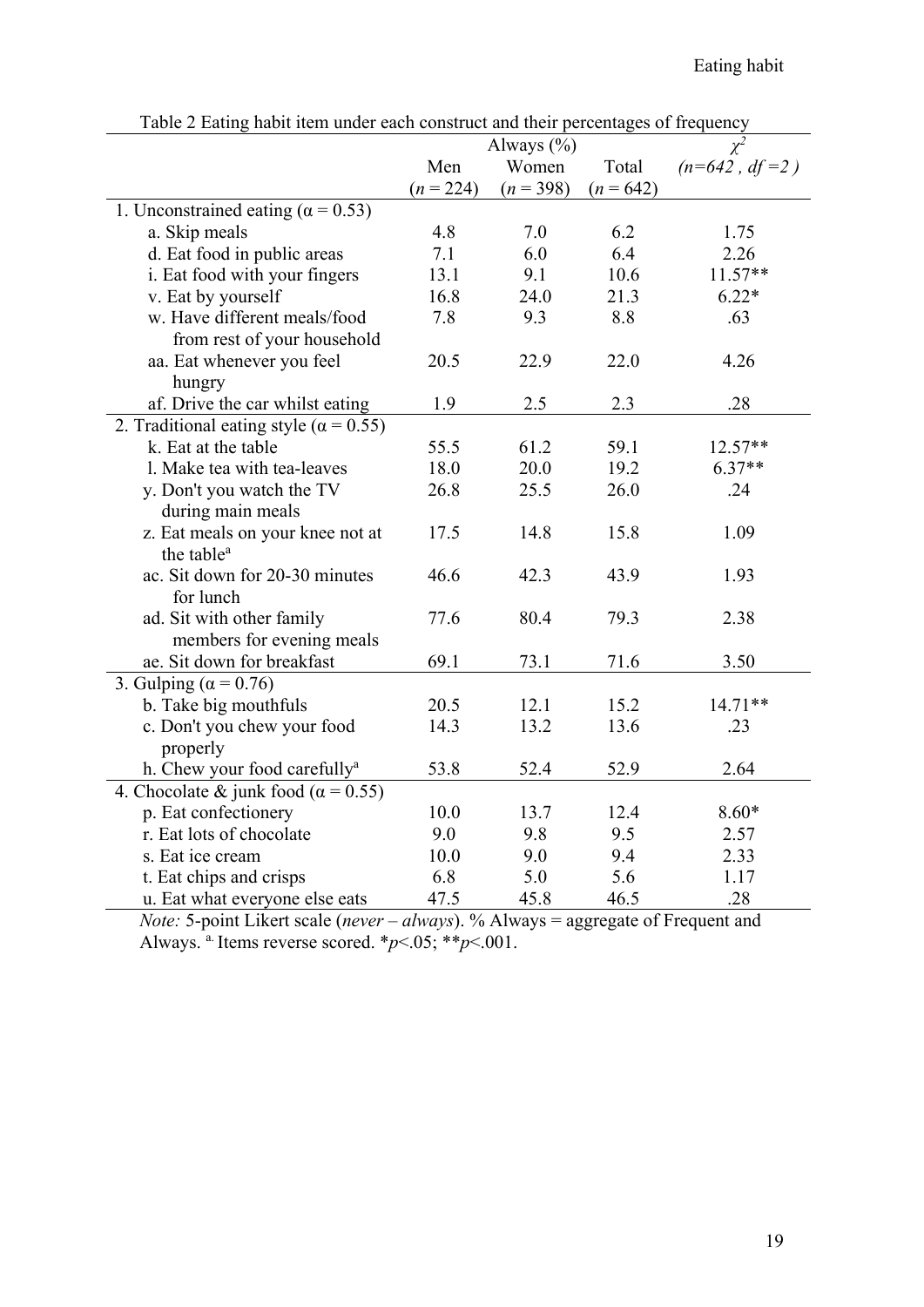Table 2 Eating habit item under each construct and their percentages of frequency

| | Always (%) | | | $\chi^2$ |
|---|---|---|---|---|
| | Men ($n$ = 224) | Women ($n$ = 398) | Total ($n$ = 642) | *(n=642 , df =2 )* |
| 1. Unconstrained eating (α = 0.53) | | | | |
| a. Skip meals | 4.8 | 7.0 | 6.2 | 1.75 |
| d. Eat food in public areas | 7.1 | 6.0 | 6.4 | 2.26 |
| i. Eat food with your fingers | 13.1 | 9.1 | 10.6 | 11.57** |
| v. Eat by yourself | 16.8 | 24.0 | 21.3 | 6.22* |
| w. Have different meals/food from rest of your household | 7.8 | 9.3 | 8.8 | .63 |
| aa. Eat whenever you feel hungry | 20.5 | 22.9 | 22.0 | 4.26 |
| af. Drive the car whilst eating | 1.9 | 2.5 | 2.3 | .28 |
| 2. Traditional eating style (α = 0.55) | | | | |
| k. Eat at the table | 55.5 | 61.2 | 59.1 | 12.57** |
| l. Make tea with tea-leaves | 18.0 | 20.0 | 19.2 | 6.37** |
| y. Don't you watch the TV during main meals | 26.8 | 25.5 | 26.0 | .24 |
| z. Eat meals on your knee not at the table[a] | 17.5 | 14.8 | 15.8 | 1.09 |
| ac. Sit down for 20-30 minutes for lunch | 46.6 | 42.3 | 43.9 | 1.93 |
| ad. Sit with other family members for evening meals | 77.6 | 80.4 | 79.3 | 2.38 |
| ae. Sit down for breakfast | 69.1 | 73.1 | 71.6 | 3.50 |
| 3. Gulping (α = 0.76) | | | | |
| b. Take big mouthfuls | 20.5 | 12.1 | 15.2 | 14.71** |
| c. Don't you chew your food properly | 14.3 | 13.2 | 13.6 | .23 |
| h. Chew your food carefully[a] | 53.8 | 52.4 | 52.9 | 2.64 |
| 4. Chocolate & junk food (α = 0.55) | | | | |
| p. Eat confectionery | 10.0 | 13.7 | 12.4 | 8.60* |
| r. Eat lots of chocolate | 9.0 | 9.8 | 9.5 | 2.57 |
| s. Eat ice cream | 10.0 | 9.0 | 9.4 | 2.33 |
| t. Eat chips and crisps | 6.8 | 5.0 | 5.6 | 1.17 |
| u. Eat what everyone else eats | 47.5 | 45.8 | 46.5 | .28 |

*Note:* 5-point Likert scale (*never – always*). % Always = aggregate of Frequent and Always. [a] Items reverse scored. \**p*<.05; \*\**p*<.001.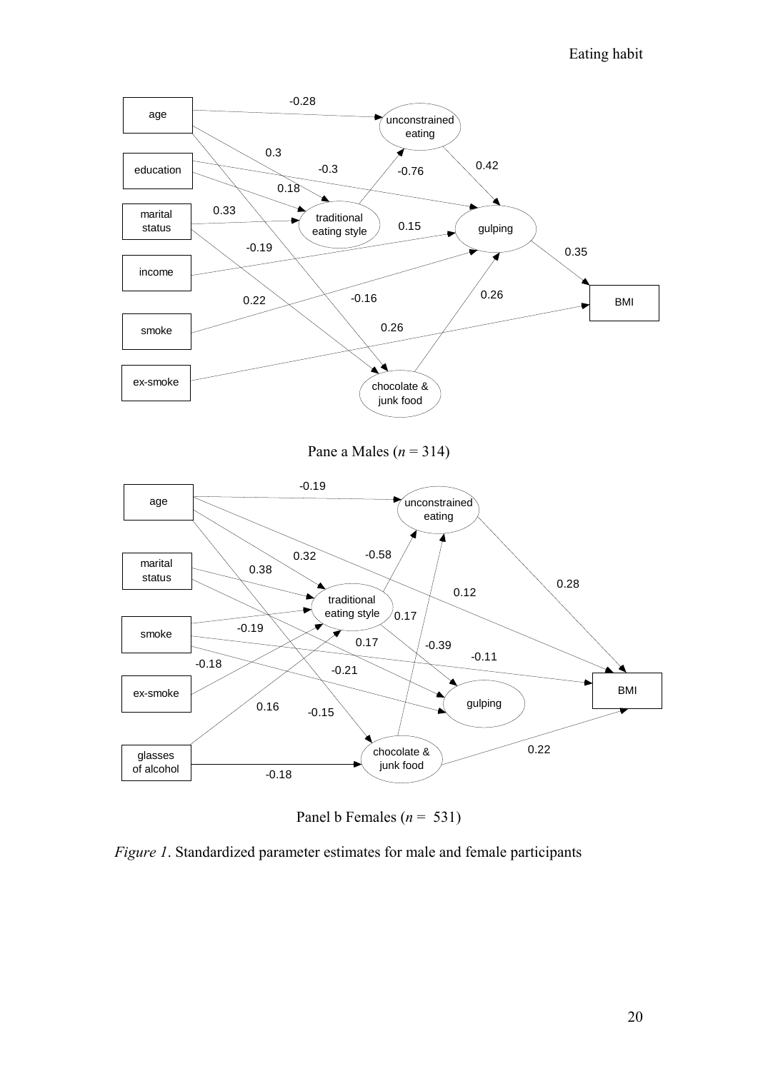age

education

marital status

income

smoke

ex-smoke

unconstrained eating

traditional eating style

gulping

chocolate & junk food

BMI

-0.28

0.3

-0.3

0.18

0.33

-0.76

0.42

0.15

-0.19

0.35

0.22

-0.16

0.26

0.26

Pane a Males ($n$ = 314)

age

marital status

smoke

ex-smoke

glasses of alcohol

unconstrained eating

traditional eating style

gulping

chocolate & junk food

BMI

-0.19

0.32

-0.58

0.38

0.12

0.28

0.17

-0.19

0.17

-0.39

-0.11

-0.18

-0.21

0.16

-0.15

0.22

-0.18

Panel b Females ($n$ = 531)

*Figure 1*. Standardized parameter estimates for male and female participants